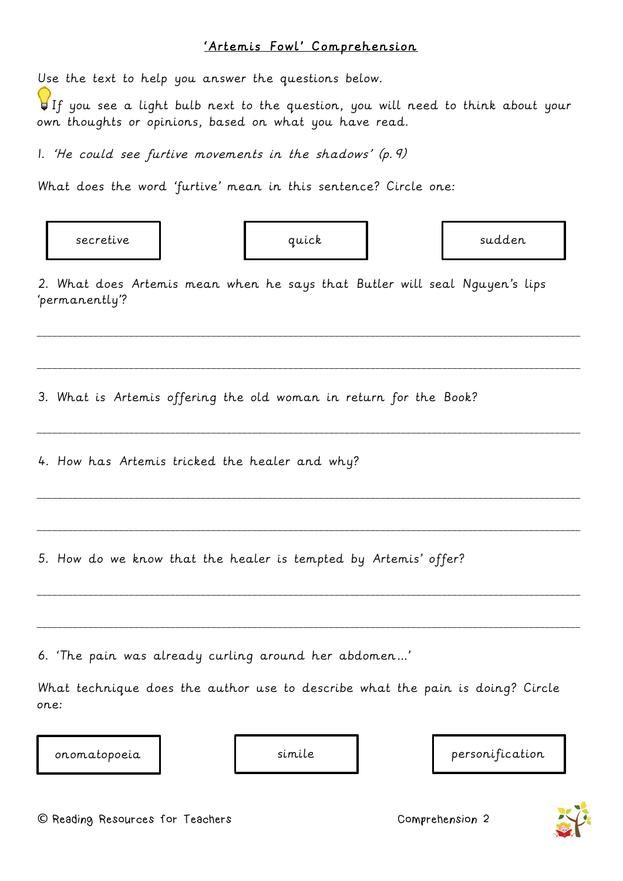# 'Artemis Fowl' Comprehension

Use the text to help you answer the questions below.

If you see a light bulb next to the question, you will need to think about your own thoughts or opinions, based on what you have read.

1. *'He could see furtive movements in the shadows' (p. 9)*

What does the word 'furtive' mean in this sentence? Circle one:

| secretive | quick | sudden |
|---|---|---|

2. What does Artemis mean when he says that Butler will seal Nguyen's lips 'permanently'?

___________________________________________________________________________

___________________________________________________________________________

3. What is Artemis offering the old woman in return for the Book?

___________________________________________________________________________

4. How has Artemis tricked the healer and why?

___________________________________________________________________________

___________________________________________________________________________

5. How do we know that the healer is tempted by Artemis' offer?

___________________________________________________________________________

___________________________________________________________________________

6. 'The pain was already curling around her abdomen…'

What technique does the author use to describe what the pain is doing? Circle one:

| onomatopoeia | simile | personification |
|---|---|---|

© Reading Resources for Teachers

Comprehension 2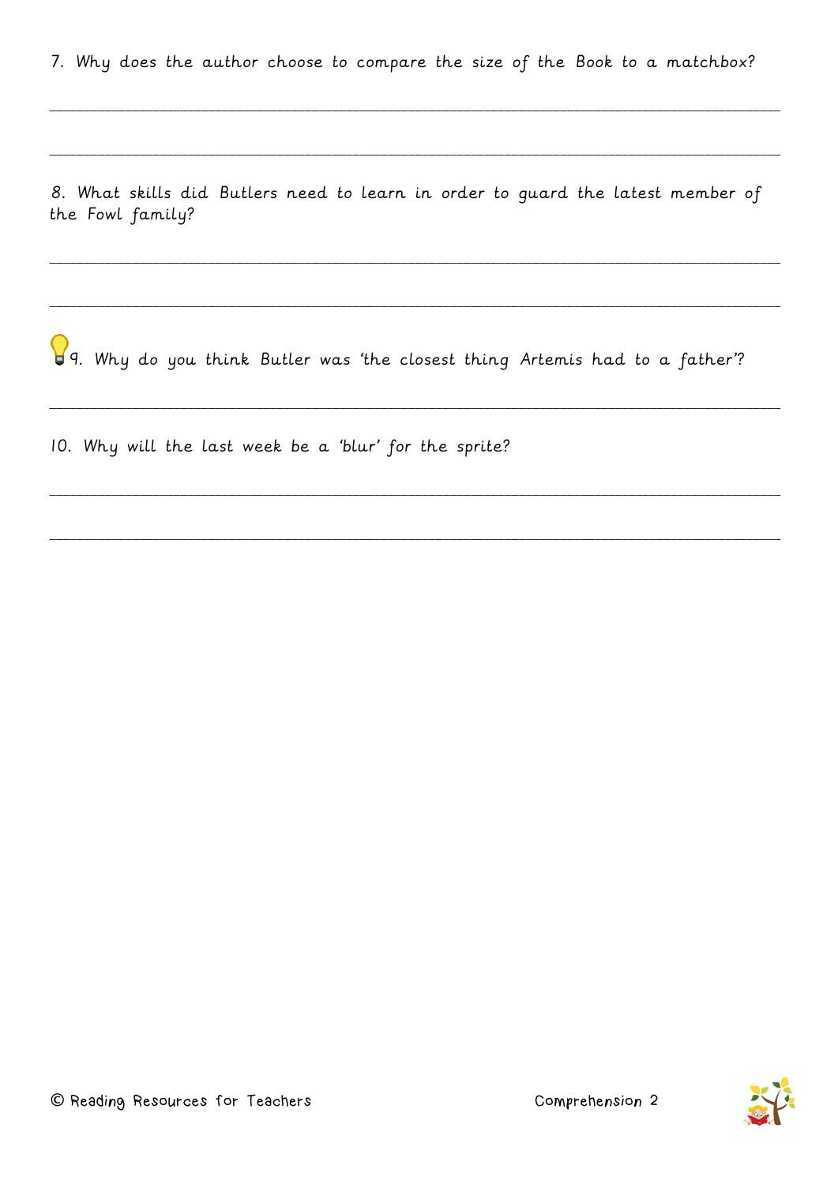7. Why does the author choose to compare the size of the Book to a matchbox?

___________________________________________________________________________

___________________________________________________________________________

8. What skills did Butlers need to learn in order to guard the latest member of the Fowl family?

___________________________________________________________________________

___________________________________________________________________________

9. Why do you think Butler was 'the closest thing Artemis had to a father'?

___________________________________________________________________________

10. Why will the last week be a 'blur' for the sprite?

___________________________________________________________________________

___________________________________________________________________________

© Reading Resources for Teachers

Comprehension 2